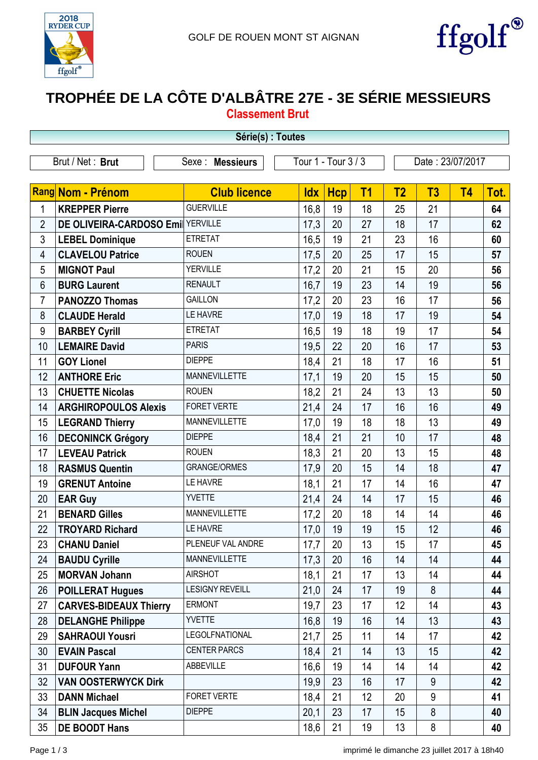GOLF DE ROUEN MONT ST AIGNAN

# TROPHÉE DE LA CÔTE D'ALBÂTRE 27E - 3E SÉRIE MESSIEURS

## Classement Brut

**Série(s) : Toutes**

Brut / Net : **Brut** | Sexe : **Messieurs** | Tour 1 - Tour 3 / 3 | Date : 23/07/2017

| Rang | Nom - Prénom | Club licence | Idx | Hcp | T1 | T2 | T3 | T4 | Tot. |
|---|---|---|---|---|---|---|---|---|---|
| 1 | **KREPPER Pierre** | GUERVILLE | 16,8 | 19 | 18 | 25 | 21 | | **64** |
| 2 | **DE OLIVEIRA-CARDOSO Emil** | YERVILLE | 17,3 | 20 | 27 | 18 | 17 | | **62** |
| 3 | **LEBEL Dominique** | ETRETAT | 16,5 | 19 | 21 | 23 | 16 | | **60** |
| 4 | **CLAVELOU Patrice** | ROUEN | 17,5 | 20 | 25 | 17 | 15 | | **57** |
| 5 | **MIGNOT Paul** | YERVILLE | 17,2 | 20 | 21 | 15 | 20 | | **56** |
| 6 | **BURG Laurent** | RENAULT | 16,7 | 19 | 23 | 14 | 19 | | **56** |
| 7 | **PANOZZO Thomas** | GAILLON | 17,2 | 20 | 23 | 16 | 17 | | **56** |
| 8 | **CLAUDE Herald** | LE HAVRE | 17,0 | 19 | 18 | 17 | 19 | | **54** |
| 9 | **BARBEY Cyrill** | ETRETAT | 16,5 | 19 | 18 | 19 | 17 | | **54** |
| 10 | **LEMAIRE David** | PARIS | 19,5 | 22 | 20 | 16 | 17 | | **53** |
| 11 | **GOY Lionel** | DIEPPE | 18,4 | 21 | 18 | 17 | 16 | | **51** |
| 12 | **ANTHORE Eric** | MANNEVILLETTE | 17,1 | 19 | 20 | 15 | 15 | | **50** |
| 13 | **CHUETTE Nicolas** | ROUEN | 18,2 | 21 | 24 | 13 | 13 | | **50** |
| 14 | **ARGHIROPOULOS Alexis** | FORET VERTE | 21,4 | 24 | 17 | 16 | 16 | | **49** |
| 15 | **LEGRAND Thierry** | MANNEVILLETTE | 17,0 | 19 | 18 | 18 | 13 | | **49** |
| 16 | **DECONINCK Grégory** | DIEPPE | 18,4 | 21 | 21 | 10 | 17 | | **48** |
| 17 | **LEVEAU Patrick** | ROUEN | 18,3 | 21 | 20 | 13 | 15 | | **48** |
| 18 | **RASMUS Quentin** | GRANGE/ORMES | 17,9 | 20 | 15 | 14 | 18 | | **47** |
| 19 | **GRENUT Antoine** | LE HAVRE | 18,1 | 21 | 17 | 14 | 16 | | **47** |
| 20 | **EAR Guy** | YVETTE | 21,4 | 24 | 14 | 17 | 15 | | **46** |
| 21 | **BENARD Gilles** | MANNEVILLETTE | 17,2 | 20 | 18 | 14 | 14 | | **46** |
| 22 | **TROYARD Richard** | LE HAVRE | 17,0 | 19 | 19 | 15 | 12 | | **46** |
| 23 | **CHANU Daniel** | PLENEUF VAL ANDRE | 17,7 | 20 | 13 | 15 | 17 | | **45** |
| 24 | **BAUDU Cyrille** | MANNEVILLETTE | 17,3 | 20 | 16 | 14 | 14 | | **44** |
| 25 | **MORVAN Johann** | AIRSHOT | 18,1 | 21 | 17 | 13 | 14 | | **44** |
| 26 | **POILLERAT Hugues** | LESIGNY REVEILL | 21,0 | 24 | 17 | 19 | 8 | | **44** |
| 27 | **CARVES-BIDEAUX Thierry** | ERMONT | 19,7 | 23 | 17 | 12 | 14 | | **43** |
| 28 | **DELANGHE Philippe** | YVETTE | 16,8 | 19 | 16 | 14 | 13 | | **43** |
| 29 | **SAHRAOUI Yousri** | LEGOLFNATIONAL | 21,7 | 25 | 11 | 14 | 17 | | **42** |
| 30 | **EVAIN Pascal** | CENTER PARCS | 18,4 | 21 | 14 | 13 | 15 | | **42** |
| 31 | **DUFOUR Yann** | ABBEVILLE | 16,6 | 19 | 14 | 14 | 14 | | **42** |
| 32 | **VAN OOSTERWYCK Dirk** | | 19,9 | 23 | 16 | 17 | 9 | | **42** |
| 33 | **DANN Michael** | FORET VERTE | 18,4 | 21 | 12 | 20 | 9 | | **41** |
| 34 | **BLIN Jacques Michel** | DIEPPE | 20,1 | 23 | 17 | 15 | 8 | | **40** |
| 35 | **DE BOODT Hans** | | 18,6 | 21 | 19 | 13 | 8 | | **40** |

imprimé le dimanche 23 juillet 2017 à 18h40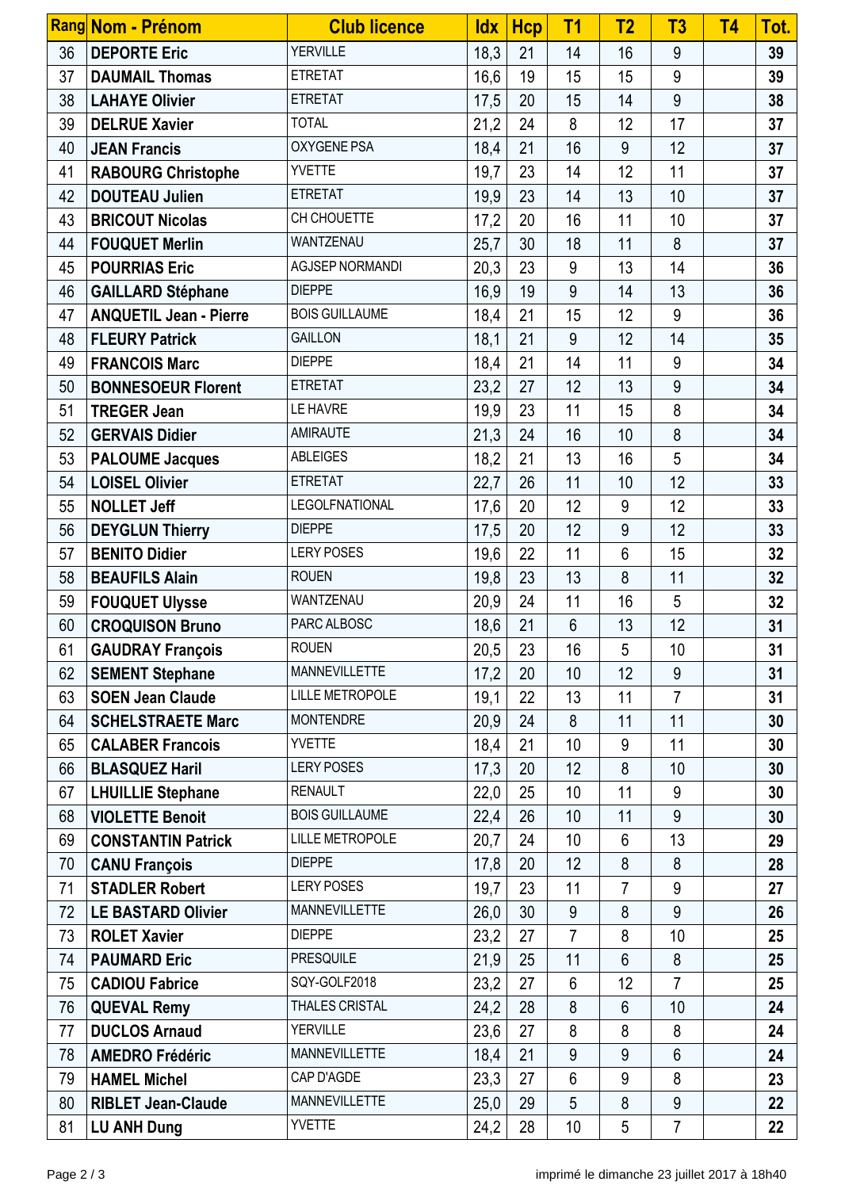| Rang | Nom - Prénom | Club licence | Idx | Hcp | T1 | T2 | T3 | T4 | Tot. |
|---|---|---|---|---|---|---|---|---|---|
| 36 | **DEPORTE Eric** | YERVILLE | 18,3 | 21 | 14 | 16 | 9 | | **39** |
| 37 | **DAUMAIL Thomas** | ETRETAT | 16,6 | 19 | 15 | 15 | 9 | | **39** |
| 38 | **LAHAYE Olivier** | ETRETAT | 17,5 | 20 | 15 | 14 | 9 | | **38** |
| 39 | **DELRUE Xavier** | TOTAL | 21,2 | 24 | 8 | 12 | 17 | | **37** |
| 40 | **JEAN Francis** | OXYGENE PSA | 18,4 | 21 | 16 | 9 | 12 | | **37** |
| 41 | **RABOURG Christophe** | YVETTE | 19,7 | 23 | 14 | 12 | 11 | | **37** |
| 42 | **DOUTEAU Julien** | ETRETAT | 19,9 | 23 | 14 | 13 | 10 | | **37** |
| 43 | **BRICOUT Nicolas** | CH CHOUETTE | 17,2 | 20 | 16 | 11 | 10 | | **37** |
| 44 | **FOUQUET Merlin** | WANTZENAU | 25,7 | 30 | 18 | 11 | 8 | | **37** |
| 45 | **POURRIAS Eric** | AGJSEP NORMANDI | 20,3 | 23 | 9 | 13 | 14 | | **36** |
| 46 | **GAILLARD Stéphane** | DIEPPE | 16,9 | 19 | 9 | 14 | 13 | | **36** |
| 47 | **ANQUETIL Jean - Pierre** | BOIS GUILLAUME | 18,4 | 21 | 15 | 12 | 9 | | **36** |
| 48 | **FLEURY Patrick** | GAILLON | 18,1 | 21 | 9 | 12 | 14 | | **35** |
| 49 | **FRANCOIS Marc** | DIEPPE | 18,4 | 21 | 14 | 11 | 9 | | **34** |
| 50 | **BONNESOEUR Florent** | ETRETAT | 23,2 | 27 | 12 | 13 | 9 | | **34** |
| 51 | **TREGER Jean** | LE HAVRE | 19,9 | 23 | 11 | 15 | 8 | | **34** |
| 52 | **GERVAIS Didier** | AMIRAUTE | 21,3 | 24 | 16 | 10 | 8 | | **34** |
| 53 | **PALOUME Jacques** | ABLEIGES | 18,2 | 21 | 13 | 16 | 5 | | **34** |
| 54 | **LOISEL Olivier** | ETRETAT | 22,7 | 26 | 11 | 10 | 12 | | **33** |
| 55 | **NOLLET Jeff** | LEGOLFNATIONAL | 17,6 | 20 | 12 | 9 | 12 | | **33** |
| 56 | **DEYGLUN Thierry** | DIEPPE | 17,5 | 20 | 12 | 9 | 12 | | **33** |
| 57 | **BENITO Didier** | LERY POSES | 19,6 | 22 | 11 | 6 | 15 | | **32** |
| 58 | **BEAUFILS Alain** | ROUEN | 19,8 | 23 | 13 | 8 | 11 | | **32** |
| 59 | **FOUQUET Ulysse** | WANTZENAU | 20,9 | 24 | 11 | 16 | 5 | | **32** |
| 60 | **CROQUISON Bruno** | PARC ALBOSC | 18,6 | 21 | 6 | 13 | 12 | | **31** |
| 61 | **GAUDRAY François** | ROUEN | 20,5 | 23 | 16 | 5 | 10 | | **31** |
| 62 | **SEMENT Stephane** | MANNEVILLETTE | 17,2 | 20 | 10 | 12 | 9 | | **31** |
| 63 | **SOEN Jean Claude** | LILLE METROPOLE | 19,1 | 22 | 13 | 11 | 7 | | **31** |
| 64 | **SCHELSTRAETE Marc** | MONTENDRE | 20,9 | 24 | 8 | 11 | 11 | | **30** |
| 65 | **CALABER Francois** | YVETTE | 18,4 | 21 | 10 | 9 | 11 | | **30** |
| 66 | **BLASQUEZ Haril** | LERY POSES | 17,3 | 20 | 12 | 8 | 10 | | **30** |
| 67 | **LHUILLIE Stephane** | RENAULT | 22,0 | 25 | 10 | 11 | 9 | | **30** |
| 68 | **VIOLETTE Benoit** | BOIS GUILLAUME | 22,4 | 26 | 10 | 11 | 9 | | **30** |
| 69 | **CONSTANTIN Patrick** | LILLE METROPOLE | 20,7 | 24 | 10 | 6 | 13 | | **29** |
| 70 | **CANU François** | DIEPPE | 17,8 | 20 | 12 | 8 | 8 | | **28** |
| 71 | **STADLER Robert** | LERY POSES | 19,7 | 23 | 11 | 7 | 9 | | **27** |
| 72 | **LE BASTARD Olivier** | MANNEVILLETTE | 26,0 | 30 | 9 | 8 | 9 | | **26** |
| 73 | **ROLET Xavier** | DIEPPE | 23,2 | 27 | 7 | 8 | 10 | | **25** |
| 74 | **PAUMARD Eric** | PRESQUILE | 21,9 | 25 | 11 | 6 | 8 | | **25** |
| 75 | **CADIOU Fabrice** | SQY-GOLF2018 | 23,2 | 27 | 6 | 12 | 7 | | **25** |
| 76 | **QUEVAL Remy** | THALES CRISTAL | 24,2 | 28 | 8 | 6 | 10 | | **24** |
| 77 | **DUCLOS Arnaud** | YERVILLE | 23,6 | 27 | 8 | 8 | 8 | | **24** |
| 78 | **AMEDRO Frédéric** | MANNEVILLETTE | 18,4 | 21 | 9 | 9 | 6 | | **24** |
| 79 | **HAMEL Michel** | CAP D'AGDE | 23,3 | 27 | 6 | 9 | 8 | | **23** |
| 80 | **RIBLET Jean-Claude** | MANNEVILLETTE | 25,0 | 29 | 5 | 8 | 9 | | **22** |
| 81 | **LU ANH Dung** | YVETTE | 24,2 | 28 | 10 | 5 | 7 | | **22** |

imprimé le dimanche 23 juillet 2017 à 18h40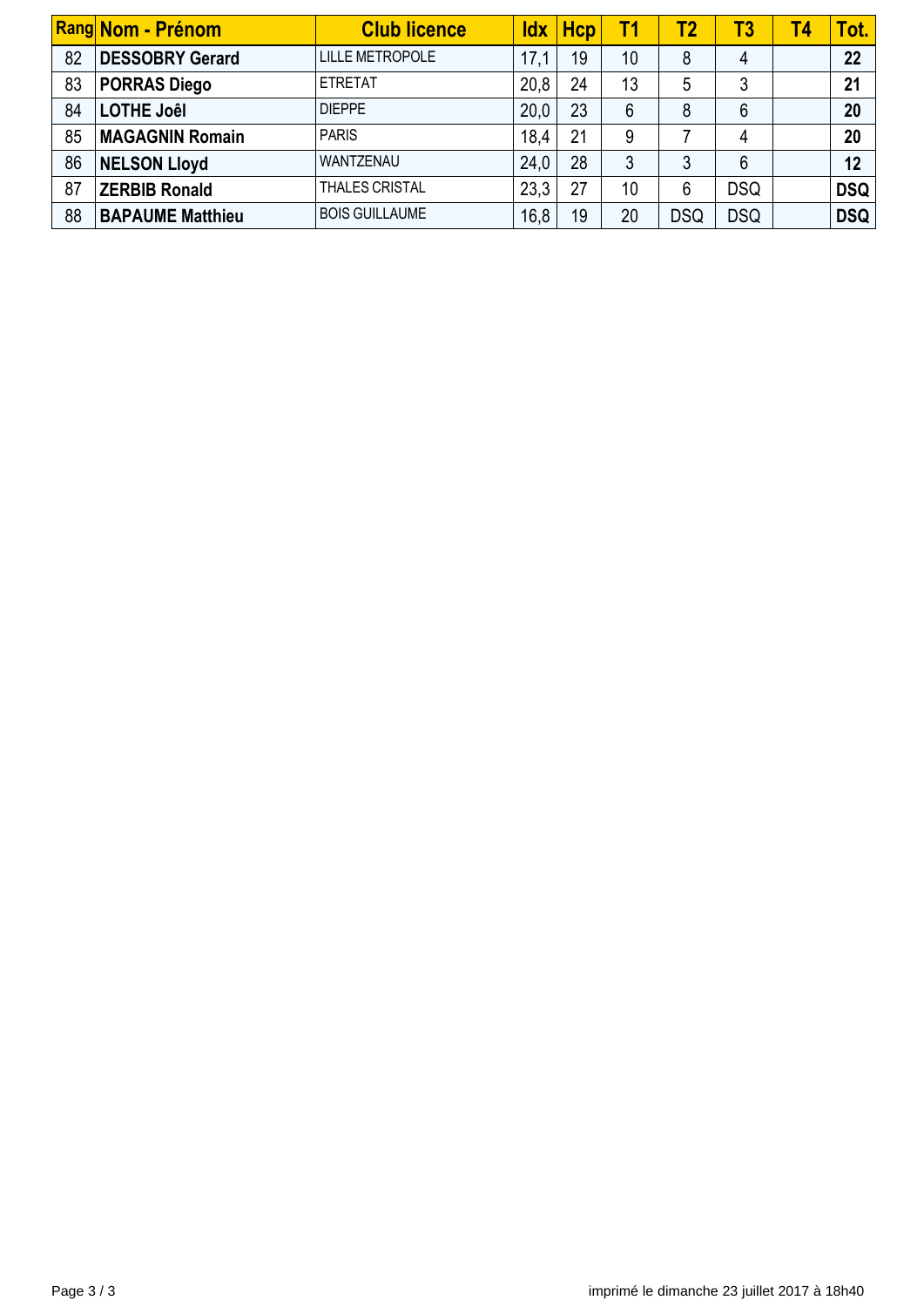| Rang | Nom - Prénom | Club licence | Idx | Hcp | T1 | T2 | T3 | T4 | Tot. |
|---|---|---|---|---|---|---|---|---|---|
| 82 | **DESSOBRY Gerard** | LILLE METROPOLE | 17,1 | 19 | 10 | 8 | 4 | | **22** |
| 83 | **PORRAS Diego** | ETRETAT | 20,8 | 24 | 13 | 5 | 3 | | **21** |
| 84 | **LOTHE Joêl** | DIEPPE | 20,0 | 23 | 6 | 8 | 6 | | **20** |
| 85 | **MAGAGNIN Romain** | PARIS | 18,4 | 21 | 9 | 7 | 4 | | **20** |
| 86 | **NELSON Lloyd** | WANTZENAU | 24,0 | 28 | 3 | 3 | 6 | | **12** |
| 87 | **ZERBIB Ronald** | THALES CRISTAL | 23,3 | 27 | 10 | 6 | DSQ | | **DSQ** |
| 88 | **BAPAUME Matthieu** | BOIS GUILLAUME | 16,8 | 19 | 20 | DSQ | DSQ | | **DSQ** |

imprimé le dimanche 23 juillet 2017 à 18h40